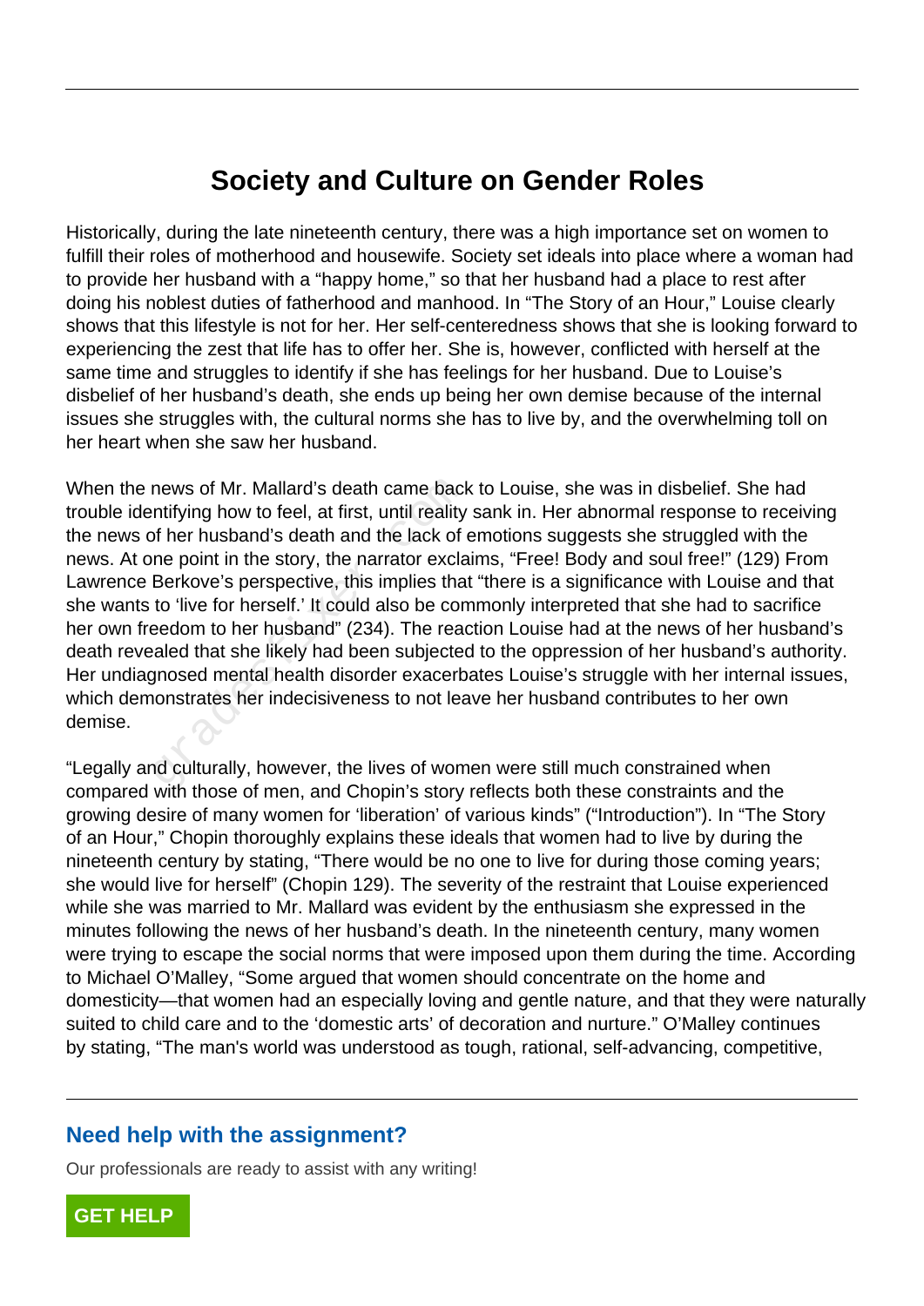# Society and Culture on Gender Roles

Historically, during the late nineteenth century, there was a high importance set on women to fulfill their roles of motherhood and housewife. Society set ideals into place where a woman had to provide her husband with a "happy home," so that her husband had a place to rest after doing his noblest duties of fatherhood and manhood. In "The Story of an Hour," Louise clearly shows that this lifestyle is not for her. Her self-centeredness shows that she is looking forward to experiencing the zest that life has to offer her. She is, however, conflicted with herself at the same time and struggles to identify if she has feelings for her husband. Due to Louise's disbelief of her husband's death, she ends up being her own demise because of the internal issues she struggles with, the cultural norms she has to live by, and the overwhelming toll on her heart when she saw her husband.

When the news of Mr. Mallard's death came back to Louise, she was in disbelief. She had trouble identifying how to feel, at first, until reality sank in. Her abnormal response to receiving the news of her husband's death and the lack of emotions suggests she struggled with the news. At one point in the story, the narrator exclaims, "Free! Body and soul free!" (129) From Lawrence Berkove's perspective, this implies that "there is a significance with Louise and that she wants to 'live for herself.' It could also be commonly interpreted that she had to sacrifice her own freedom to her husband" (234). The reaction Louise had at the news of her husband's death revealed that she likely had been subjected to the oppression of her husband's authority. Her undiagnosed mental health disorder exacerbates Louise's struggle with her internal issues, which demonstrates her indecisiveness to not leave her husband contributes to her own demise.

"Legally and culturally, however, the lives of women were still much constrained when compared with those of men, and Chopin's story reflects both these constraints and the growing desire of many women for 'liberation' of various kinds" ("Introduction"). In "The Story of an Hour," Chopin thoroughly explains these ideals that women had to live by during the nineteenth century by stating, "There would be no one to live for during those coming years; she would live for herself" (Chopin 129). The severity of the restraint that Louise experienced while she was married to Mr. Mallard was evident by the enthusiasm she expressed in the minutes following the news of her husband's death. In the nineteenth century, many women were trying to escape the social norms that were imposed upon them during the time. According to Michael O'Malley, "Some argued that women should concentrate on the home and domesticity—that women had an especially loving and gentle nature, and that they were naturally suited to child care and to the 'domestic arts' of decoration and nurture." O'Malley continues by stating, "The man's world was understood as tough, rational, self-advancing, competitive,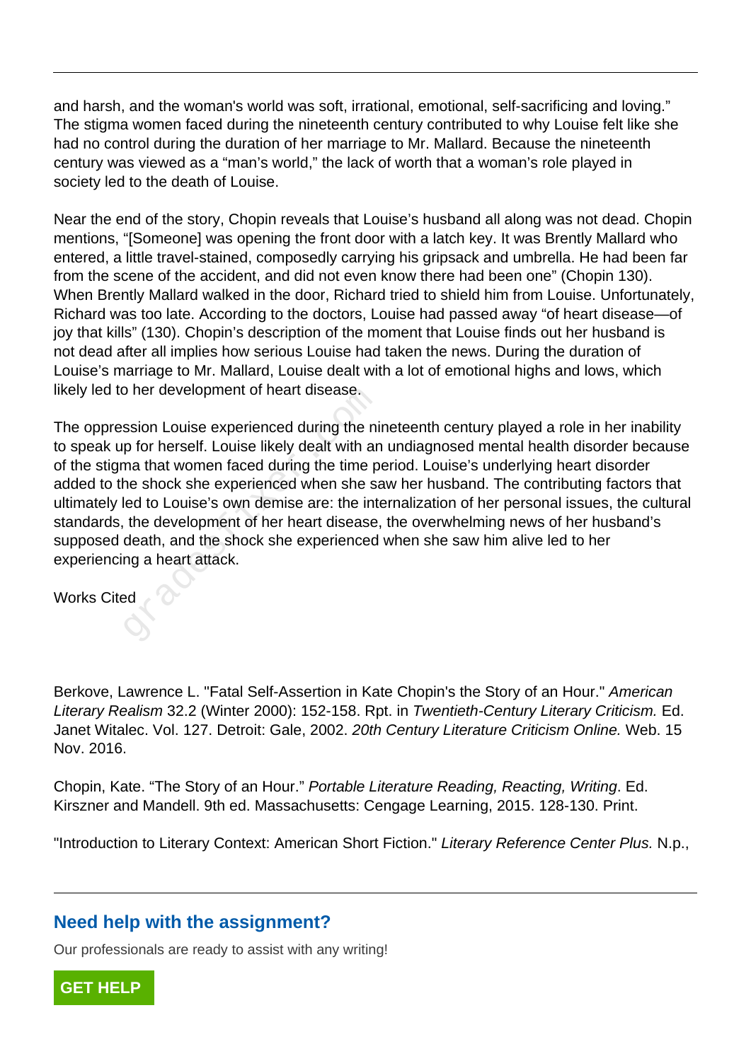and harsh, and the woman's world was soft, irrational, emotional, self-sacrificing and loving." The stigma women faced during the nineteenth century contributed to why Louise felt like she had no control during the duration of her marriage to Mr. Mallard. Because the nineteenth century was viewed as a "man's world," the lack of worth that a woman's role played in society led to the death of Louise.

Near the end of the story, Chopin reveals that Louise's husband all along was not dead. Chopin mentions, "[Someone] was opening the front door with a latch key. It was Brently Mallard who entered, a little travel-stained, composedly carrying his gripsack and umbrella. He had been far from the scene of the accident, and did not even know there had been one" (Chopin 130). When Brently Mallard walked in the door, Richard tried to shield him from Louise. Unfortunately, Richard was too late. According to the doctors, Louise had passed away "of heart disease—of joy that kills" (130). Chopin's description of the moment that Louise finds out her husband is not dead after all implies how serious Louise had taken the news. During the duration of Louise's marriage to Mr. Mallard, Louise dealt with a lot of emotional highs and lows, which likely led to her development of heart disease.

The oppression Louise experienced during the nineteenth century played a role in her inability to speak up for herself. Louise likely dealt with an undiagnosed mental health disorder because of the stigma that women faced during the time period. Louise's underlying heart disorder added to the shock she experienced when she saw her husband. The contributing factors that ultimately led to Louise's own demise are: the internalization of her personal issues, the cultural standards, the development of her heart disease, the overwhelming news of her husband's supposed death, and the shock she experienced when she saw him alive led to her experiencing a heart attack.

Works Cited

Berkove, Lawrence L. "Fatal Self-Assertion in Kate Chopin's the Story of an Hour." *American Literary Realism* 32.2 (Winter 2000): 152-158. Rpt. in *Twentieth-Century Literary Criticism.* Ed. Janet Witalec. Vol. 127. Detroit: Gale, 2002. *20th Century Literature Criticism Online.* Web. 15 Nov. 2016.

Chopin, Kate. "The Story of an Hour." *Portable Literature Reading, Reacting, Writing*. Ed. Kirszner and Mandell. 9th ed. Massachusetts: Cengage Learning, 2015. 128-130. Print.

"Introduction to Literary Context: American Short Fiction." *Literary Reference Center Plus.* N.p.,

## Need help with the assignment?

Our professionals are ready to assist with any writing!

**GET HELP**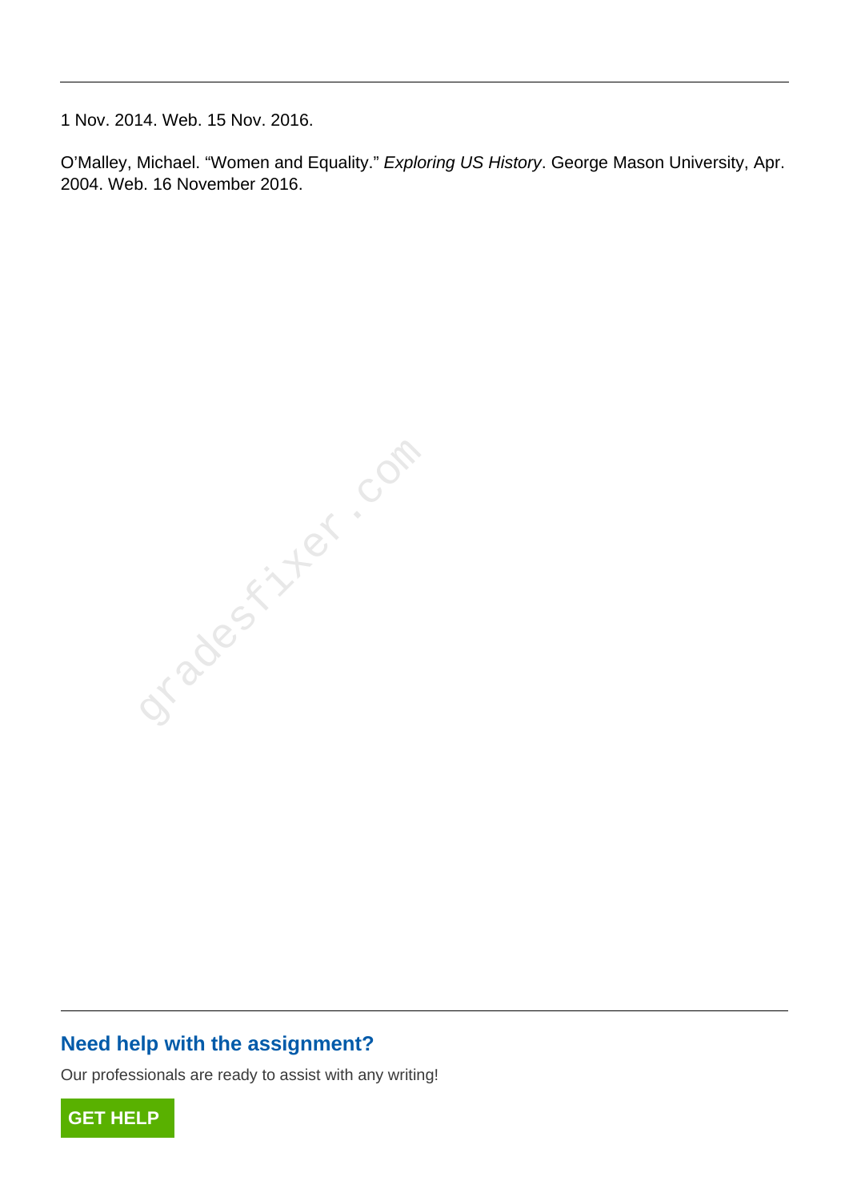1 Nov. 2014. Web. 15 Nov. 2016.

O'Malley, Michael. "Women and Equality." *Exploring US History*. George Mason University, Apr. 2004. Web. 16 November 2016.

## Need help with the assignment?

Our professionals are ready to assist with any writing!

**GET HELP**